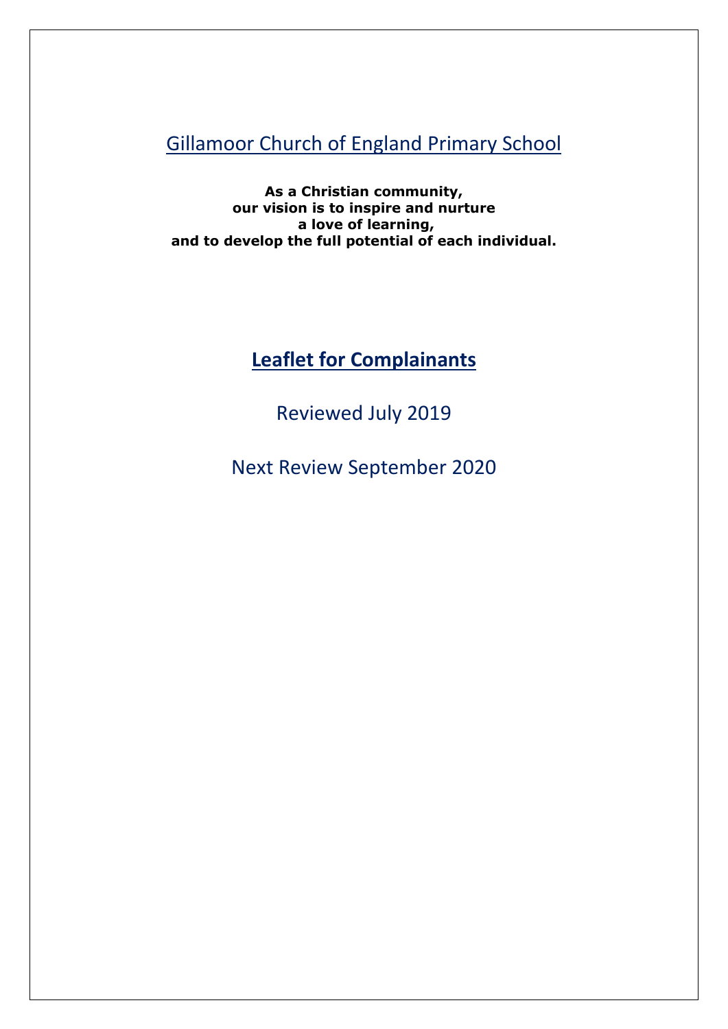# Gillamoor Church of England Primary School

**As a Christian community,**
**our vision is to inspire and nurture**
**a love of learning,**
**and to develop the full potential of each individual.**

## Leaflet for Complainants

Reviewed July 2019

Next Review September 2020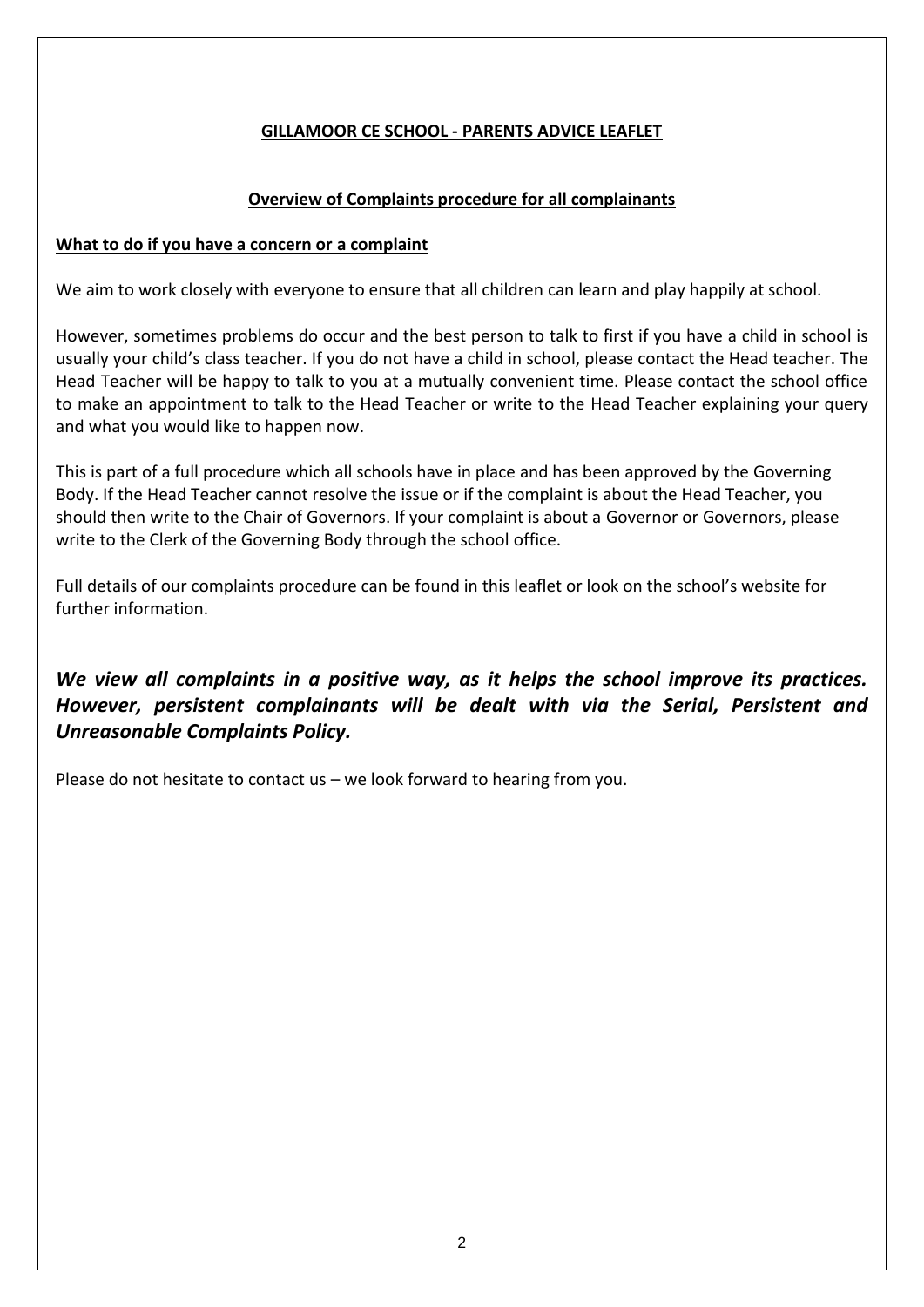## GILLAMOOR CE SCHOOL - PARENTS ADVICE LEAFLET

### Overview of Complaints procedure for all complainants

**What to do if you have a concern or a complaint**

We aim to work closely with everyone to ensure that all children can learn and play happily at school.

However, sometimes problems do occur and the best person to talk to first if you have a child in school is usually your child's class teacher. If you do not have a child in school, please contact the Head teacher. The Head Teacher will be happy to talk to you at a mutually convenient time. Please contact the school office to make an appointment to talk to the Head Teacher or write to the Head Teacher explaining your query and what you would like to happen now.

This is part of a full procedure which all schools have in place and has been approved by the Governing Body. If the Head Teacher cannot resolve the issue or if the complaint is about the Head Teacher, you should then write to the Chair of Governors. If your complaint is about a Governor or Governors, please write to the Clerk of the Governing Body through the school office.

Full details of our complaints procedure can be found in this leaflet or look on the school's website for further information.

***We view all complaints in a positive way, as it helps the school improve its practices. However, persistent complainants will be dealt with via the Serial, Persistent and Unreasonable Complaints Policy.***

Please do not hesitate to contact us – we look forward to hearing from you.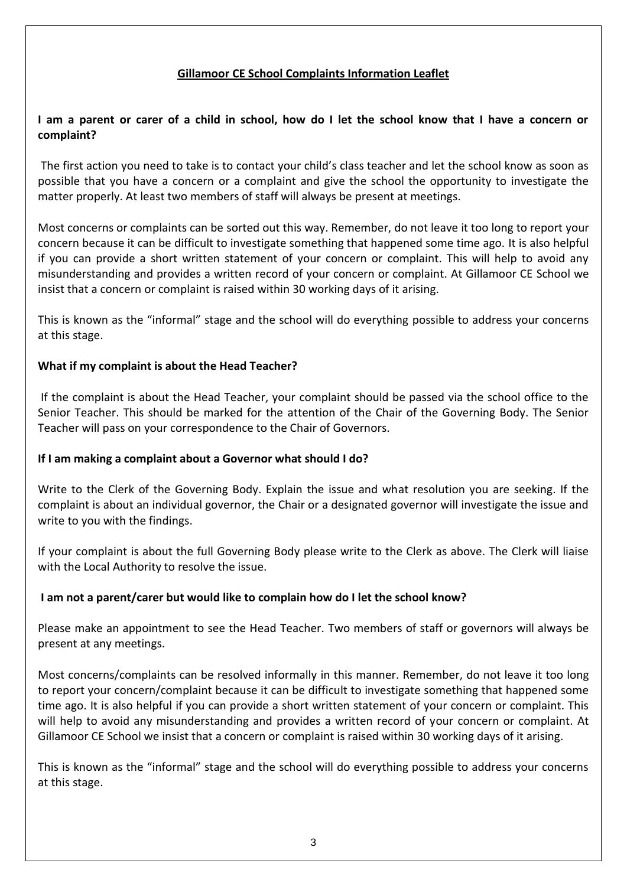## Gillamoor CE School Complaints Information Leaflet

**I am a parent or carer of a child in school, how do I let the school know that I have a concern or complaint?**

The first action you need to take is to contact your child's class teacher and let the school know as soon as possible that you have a concern or a complaint and give the school the opportunity to investigate the matter properly. At least two members of staff will always be present at meetings.

Most concerns or complaints can be sorted out this way. Remember, do not leave it too long to report your concern because it can be difficult to investigate something that happened some time ago. It is also helpful if you can provide a short written statement of your concern or complaint. This will help to avoid any misunderstanding and provides a written record of your concern or complaint. At Gillamoor CE School we insist that a concern or complaint is raised within 30 working days of it arising.

This is known as the "informal" stage and the school will do everything possible to address your concerns at this stage.

**What if my complaint is about the Head Teacher?**

If the complaint is about the Head Teacher, your complaint should be passed via the school office to the Senior Teacher. This should be marked for the attention of the Chair of the Governing Body. The Senior Teacher will pass on your correspondence to the Chair of Governors.

**If I am making a complaint about a Governor what should I do?**

Write to the Clerk of the Governing Body. Explain the issue and what resolution you are seeking. If the complaint is about an individual governor, the Chair or a designated governor will investigate the issue and write to you with the findings.

If your complaint is about the full Governing Body please write to the Clerk as above. The Clerk will liaise with the Local Authority to resolve the issue.

**I am not a parent/carer but would like to complain how do I let the school know?**

Please make an appointment to see the Head Teacher. Two members of staff or governors will always be present at any meetings.

Most concerns/complaints can be resolved informally in this manner. Remember, do not leave it too long to report your concern/complaint because it can be difficult to investigate something that happened some time ago. It is also helpful if you can provide a short written statement of your concern or complaint. This will help to avoid any misunderstanding and provides a written record of your concern or complaint. At Gillamoor CE School we insist that a concern or complaint is raised within 30 working days of it arising.

This is known as the "informal" stage and the school will do everything possible to address your concerns at this stage.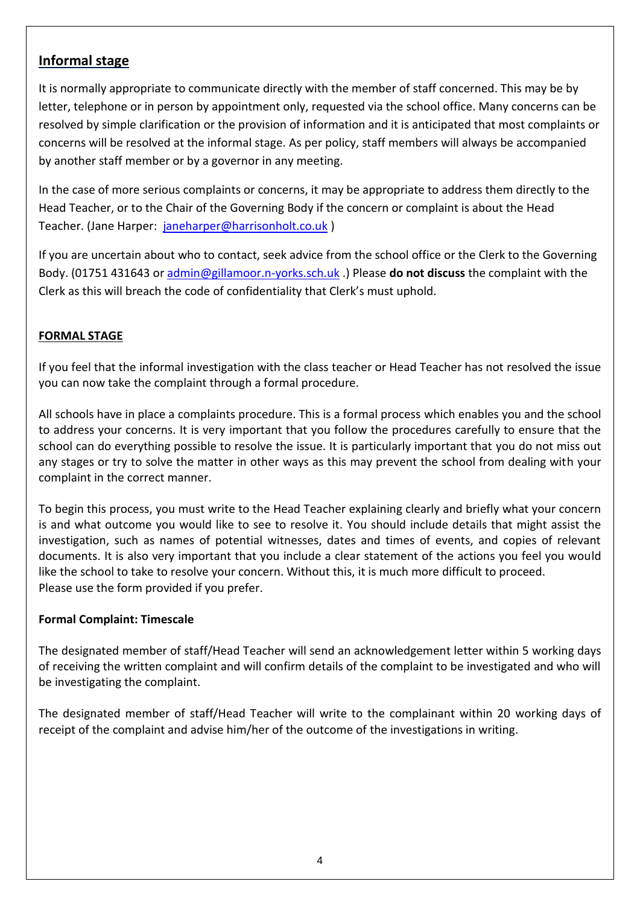## Informal stage

It is normally appropriate to communicate directly with the member of staff concerned. This may be by letter, telephone or in person by appointment only, requested via the school office. Many concerns can be resolved by simple clarification or the provision of information and it is anticipated that most complaints or concerns will be resolved at the informal stage. As per policy, staff members will always be accompanied by another staff member or by a governor in any meeting.

In the case of more serious complaints or concerns, it may be appropriate to address them directly to the Head Teacher, or to the Chair of the Governing Body if the concern or complaint is about the Head Teacher. (Jane Harper: janeharper@harrisonholt.co.uk )

If you are uncertain about who to contact, seek advice from the school office or the Clerk to the Governing Body. (01751 431643 or admin@gillamoor.n-yorks.sch.uk .) Please **do not discuss** the complaint with the Clerk as this will breach the code of confidentiality that Clerk's must uphold.

## FORMAL STAGE

If you feel that the informal investigation with the class teacher or Head Teacher has not resolved the issue you can now take the complaint through a formal procedure.

All schools have in place a complaints procedure. This is a formal process which enables you and the school to address your concerns. It is very important that you follow the procedures carefully to ensure that the school can do everything possible to resolve the issue. It is particularly important that you do not miss out any stages or try to solve the matter in other ways as this may prevent the school from dealing with your complaint in the correct manner.

To begin this process, you must write to the Head Teacher explaining clearly and briefly what your concern is and what outcome you would like to see to resolve it. You should include details that might assist the investigation, such as names of potential witnesses, dates and times of events, and copies of relevant documents. It is also very important that you include a clear statement of the actions you feel you would like the school to take to resolve your concern. Without this, it is much more difficult to proceed.
Please use the form provided if you prefer.

### Formal Complaint: Timescale

The designated member of staff/Head Teacher will send an acknowledgement letter within 5 working days of receiving the written complaint and will confirm details of the complaint to be investigated and who will be investigating the complaint.

The designated member of staff/Head Teacher will write to the complainant within 20 working days of receipt of the complaint and advise him/her of the outcome of the investigations in writing.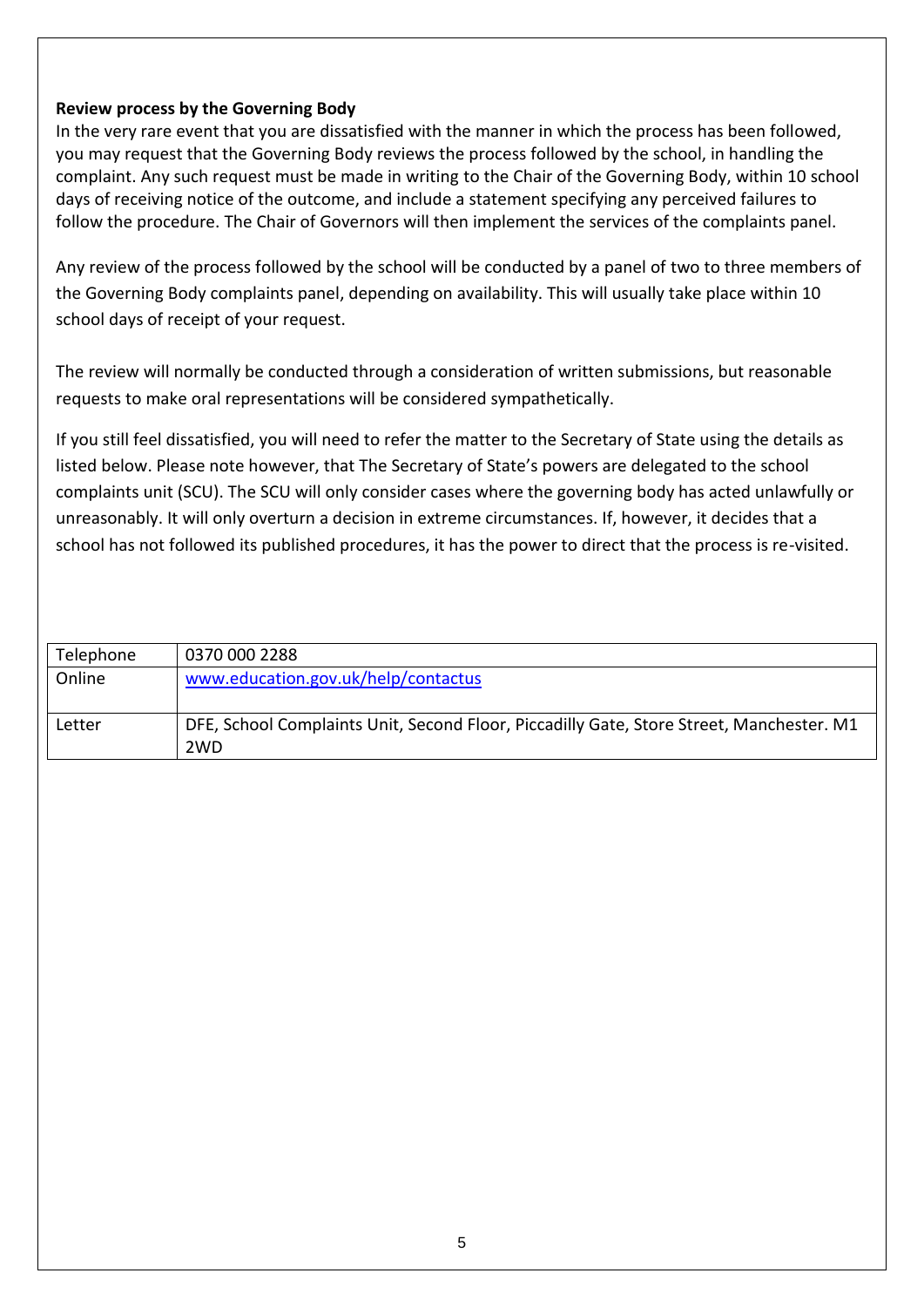**Review process by the Governing Body**

In the very rare event that you are dissatisfied with the manner in which the process has been followed, you may request that the Governing Body reviews the process followed by the school, in handling the complaint. Any such request must be made in writing to the Chair of the Governing Body, within 10 school days of receiving notice of the outcome, and include a statement specifying any perceived failures to follow the procedure. The Chair of Governors will then implement the services of the complaints panel.

Any review of the process followed by the school will be conducted by a panel of two to three members of the Governing Body complaints panel, depending on availability. This will usually take place within 10 school days of receipt of your request.

The review will normally be conducted through a consideration of written submissions, but reasonable requests to make oral representations will be considered sympathetically.

If you still feel dissatisfied, you will need to refer the matter to the Secretary of State using the details as listed below. Please note however, that The Secretary of State's powers are delegated to the school complaints unit (SCU). The SCU will only consider cases where the governing body has acted unlawfully or unreasonably. It will only overturn a decision in extreme circumstances. If, however, it decides that a school has not followed its published procedures, it has the power to direct that the process is re-visited.

| | |
|---|---|
| Telephone | 0370 000 2288 |
| Online | www.education.gov.uk/help/contactus |
| Letter | DFE, School Complaints Unit, Second Floor, Piccadilly Gate, Store Street, Manchester. M1 2WD |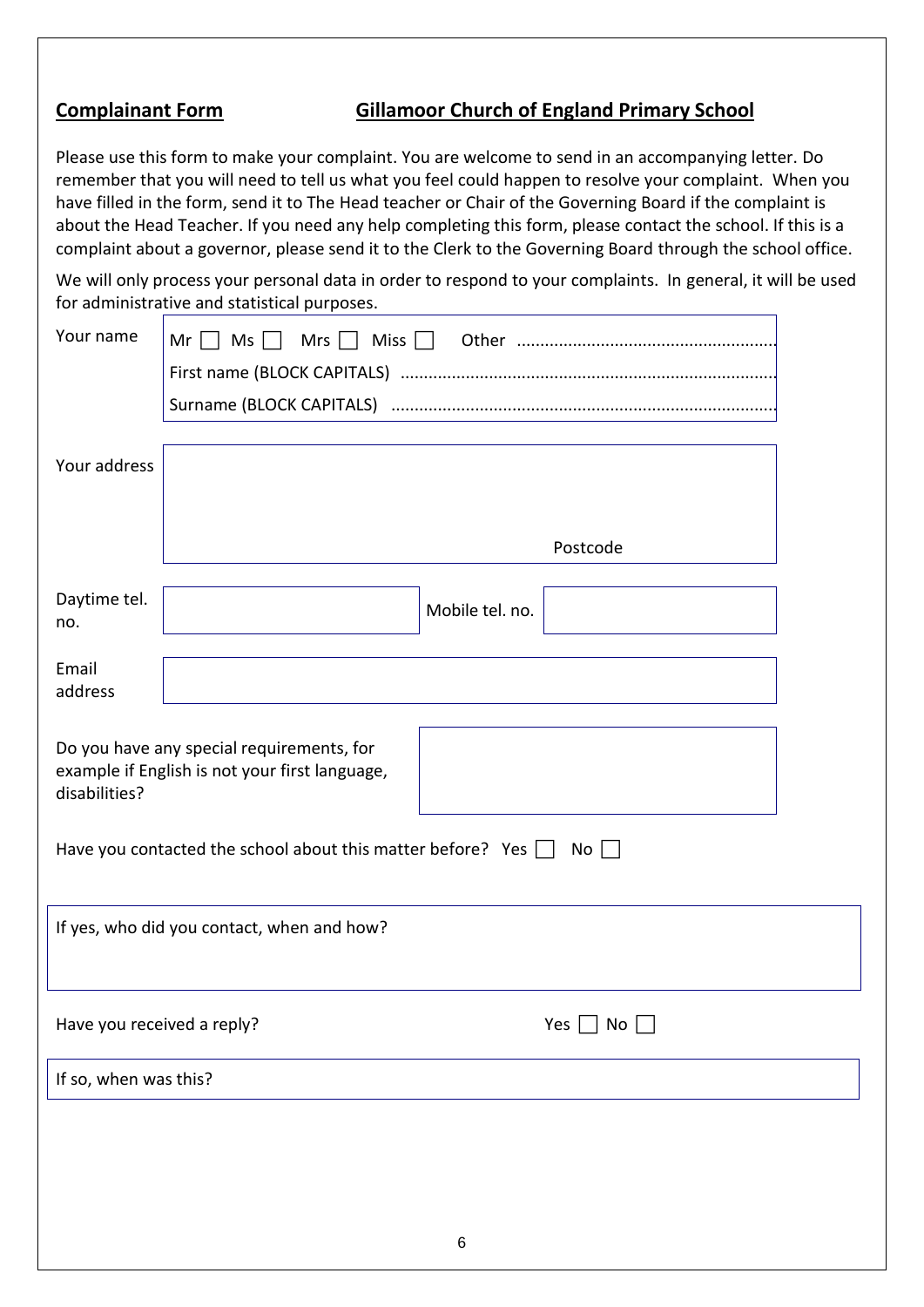**Complainant Form** **Gillamoor Church of England Primary School**

Please use this form to make your complaint. You are welcome to send in an accompanying letter. Do remember that you will need to tell us what you feel could happen to resolve your complaint. When you have filled in the form, send it to The Head teacher or Chair of the Governing Board if the complaint is about the Head Teacher. If you need any help completing this form, please contact the school. If this is a complaint about a governor, please send it to the Clerk to the Governing Board through the school office.

We will only process your personal data in order to respond to your complaints. In general, it will be used for administrative and statistical purposes.

| | |
|---|---|
| Your name | Mr ☐ Ms ☐ Mrs ☐ Miss ☐ Other ................................................ <br> First name (BLOCK CAPITALS) ................................................ <br> Surname (BLOCK CAPITALS) ................................................ |
| Your address | <br><br> Postcode |

| | | | |
|---|---|---|---|
| Daytime tel. no. | | Mobile tel. no. | |

| | |
|---|---|
| Email address | |

| | |
|---|---|
| Do you have any special requirements, for example if English is not your first language, disabilities? | |

Have you contacted the school about this matter before? Yes ☐ No ☐

| |
|---|
| If yes, who did you contact, when and how? |

Have you received a reply? Yes ☐ No ☐

| |
|---|
| If so, when was this? |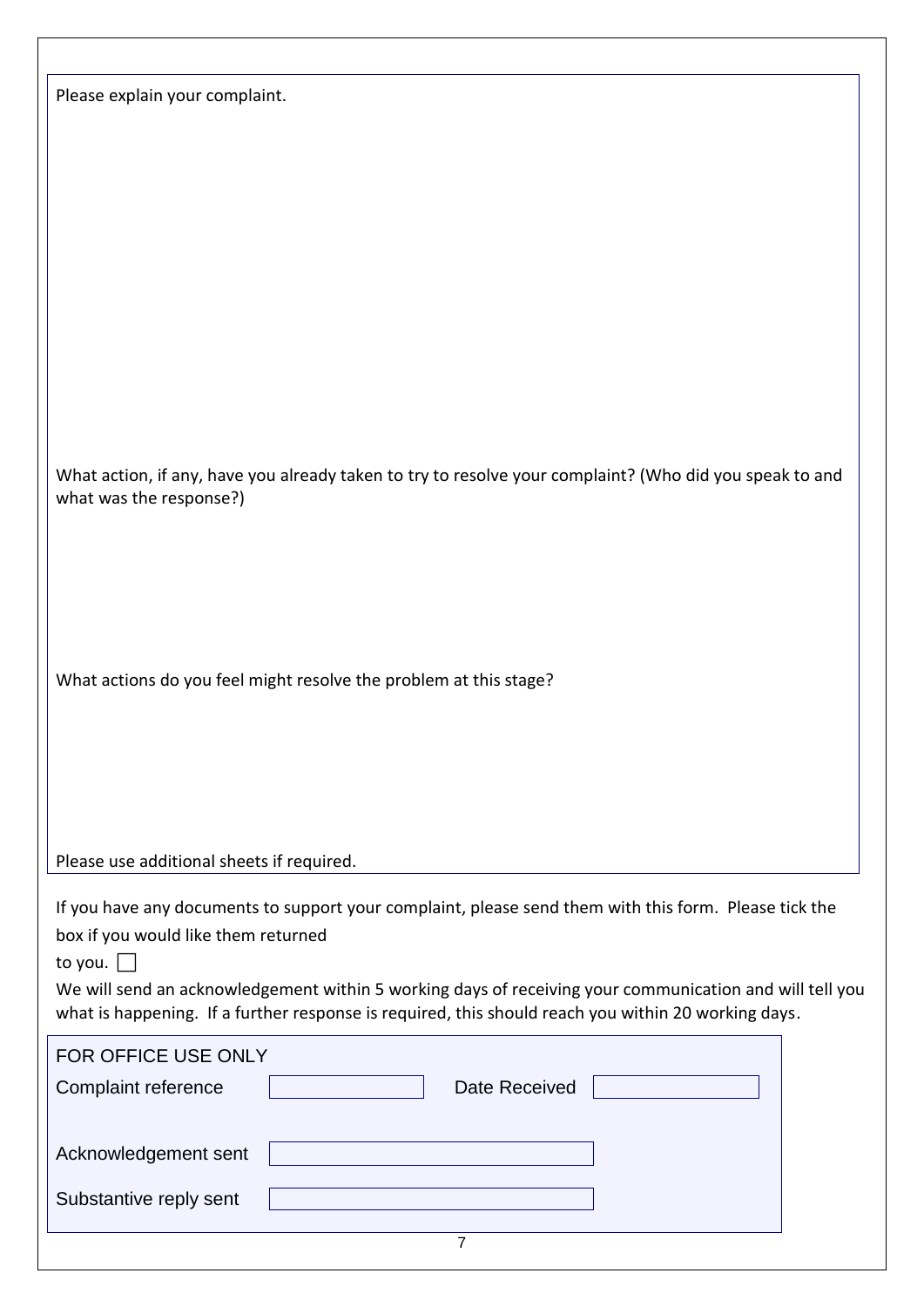Please explain your complaint.

What action, if any, have you already taken to try to resolve your complaint? (Who did you speak to and what was the response?)

What actions do you feel might resolve the problem at this stage?

Please use additional sheets if required.

If you have any documents to support your complaint, please send them with this form. Please tick the box if you would like them returned to you. ☐

We will send an acknowledgement within 5 working days of receiving your communication and will tell you what is happening. If a further response is required, this should reach you within 20 working days.

| | | | |
|---|---|---|---|
| FOR OFFICE USE ONLY | | | |
| Complaint reference | | Date Received | |
| Acknowledgement sent | | | |
| Substantive reply sent | | | |